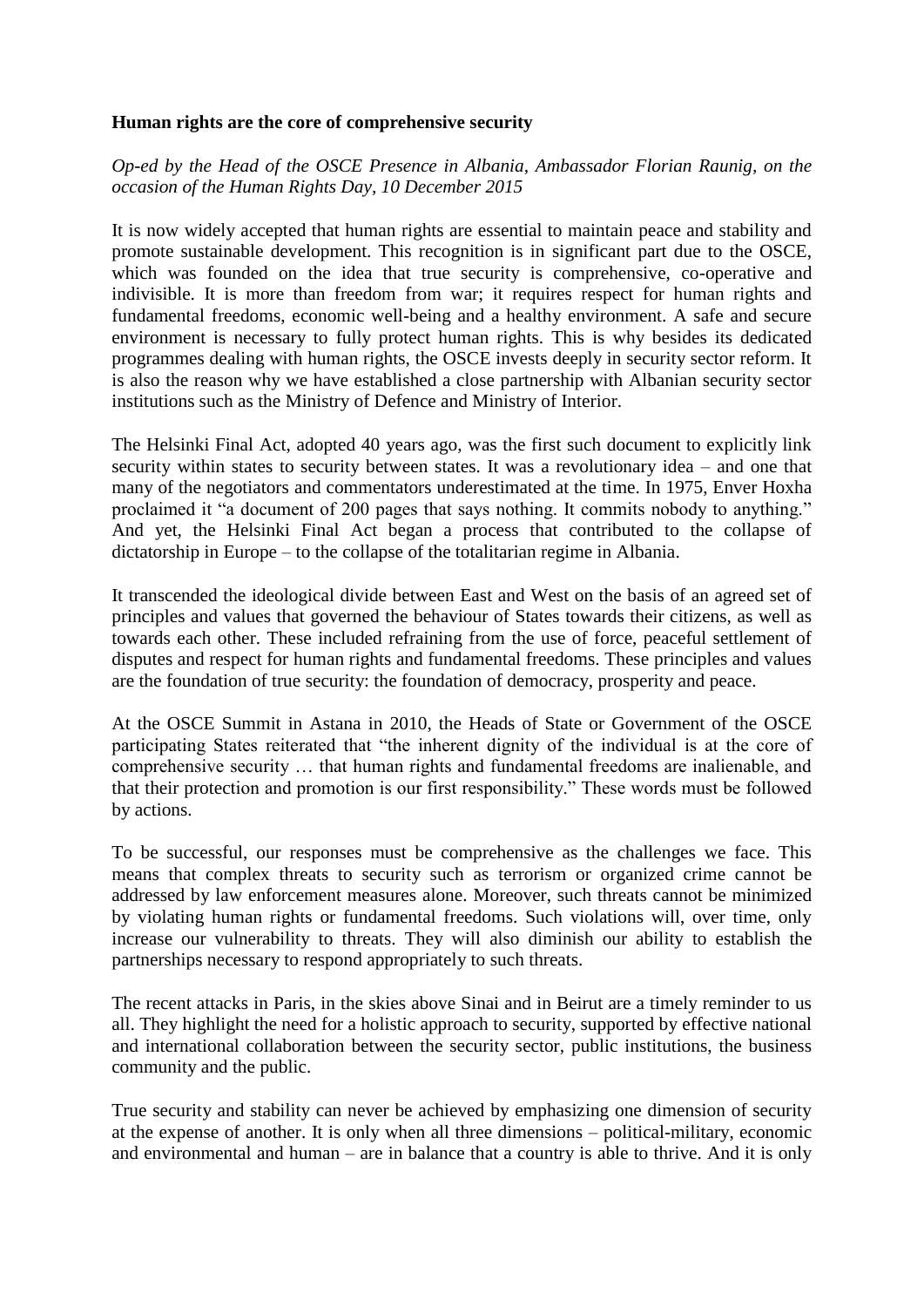**Human rights are the core of comprehensive security**

*Op-ed by the Head of the OSCE Presence in Albania, Ambassador Florian Raunig, on the occasion of the Human Rights Day, 10 December 2015*

It is now widely accepted that human rights are essential to maintain peace and stability and promote sustainable development. This recognition is in significant part due to the OSCE, which was founded on the idea that true security is comprehensive, co-operative and indivisible. It is more than freedom from war; it requires respect for human rights and fundamental freedoms, economic well-being and a healthy environment. A safe and secure environment is necessary to fully protect human rights. This is why besides its dedicated programmes dealing with human rights, the OSCE invests deeply in security sector reform. It is also the reason why we have established a close partnership with Albanian security sector institutions such as the Ministry of Defence and Ministry of Interior.

The Helsinki Final Act, adopted 40 years ago, was the first such document to explicitly link security within states to security between states. It was a revolutionary idea – and one that many of the negotiators and commentators underestimated at the time. In 1975, Enver Hoxha proclaimed it "a document of 200 pages that says nothing. It commits nobody to anything." And yet, the Helsinki Final Act began a process that contributed to the collapse of dictatorship in Europe – to the collapse of the totalitarian regime in Albania.

It transcended the ideological divide between East and West on the basis of an agreed set of principles and values that governed the behaviour of States towards their citizens, as well as towards each other. These included refraining from the use of force, peaceful settlement of disputes and respect for human rights and fundamental freedoms. These principles and values are the foundation of true security: the foundation of democracy, prosperity and peace.

At the OSCE Summit in Astana in 2010, the Heads of State or Government of the OSCE participating States reiterated that "the inherent dignity of the individual is at the core of comprehensive security … that human rights and fundamental freedoms are inalienable, and that their protection and promotion is our first responsibility." These words must be followed by actions.

To be successful, our responses must be comprehensive as the challenges we face. This means that complex threats to security such as terrorism or organized crime cannot be addressed by law enforcement measures alone. Moreover, such threats cannot be minimized by violating human rights or fundamental freedoms. Such violations will, over time, only increase our vulnerability to threats. They will also diminish our ability to establish the partnerships necessary to respond appropriately to such threats.

The recent attacks in Paris, in the skies above Sinai and in Beirut are a timely reminder to us all. They highlight the need for a holistic approach to security, supported by effective national and international collaboration between the security sector, public institutions, the business community and the public.

True security and stability can never be achieved by emphasizing one dimension of security at the expense of another. It is only when all three dimensions – political-military, economic and environmental and human – are in balance that a country is able to thrive. And it is only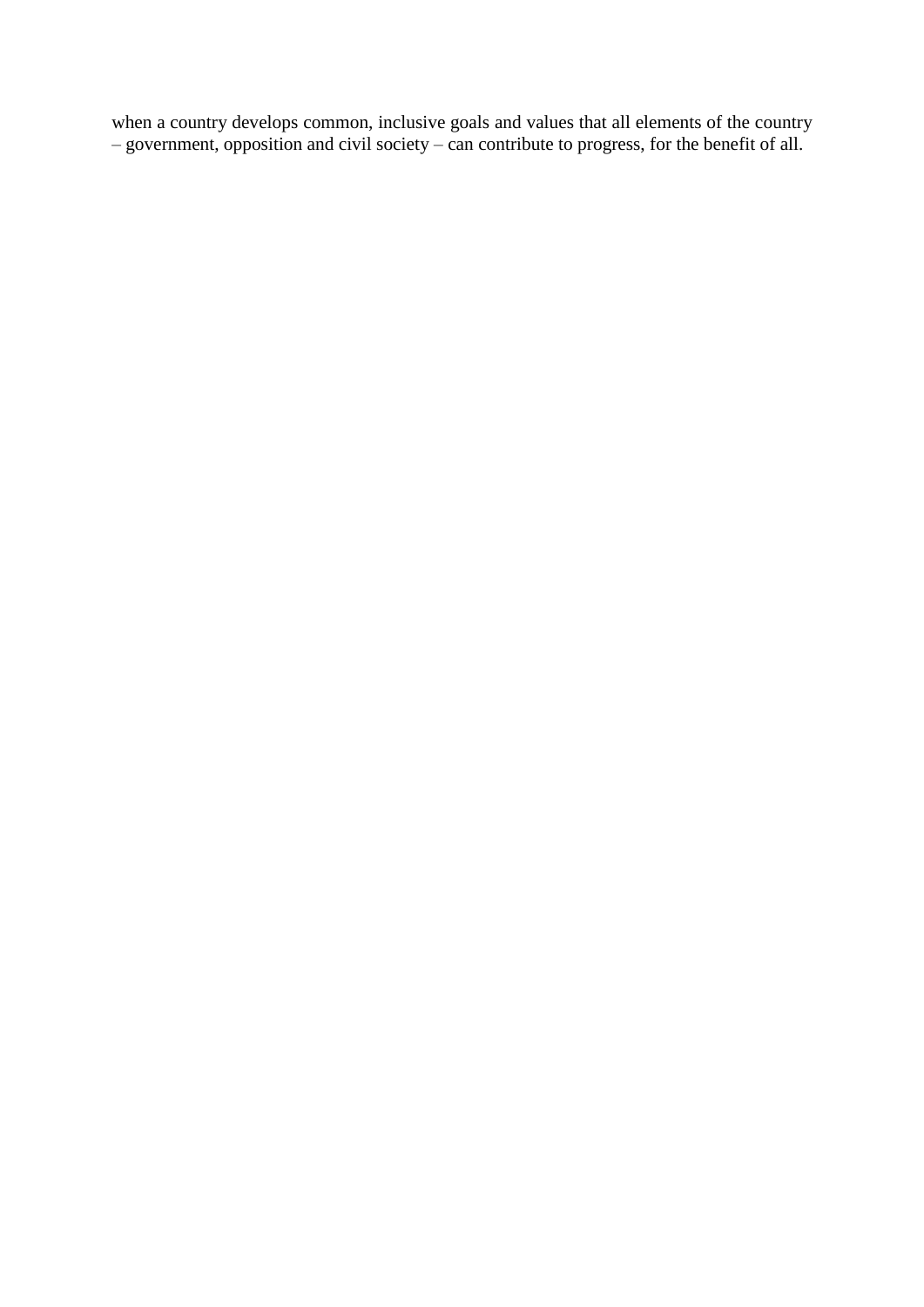when a country develops common, inclusive goals and values that all elements of the country – government, opposition and civil society – can contribute to progress, for the benefit of all.